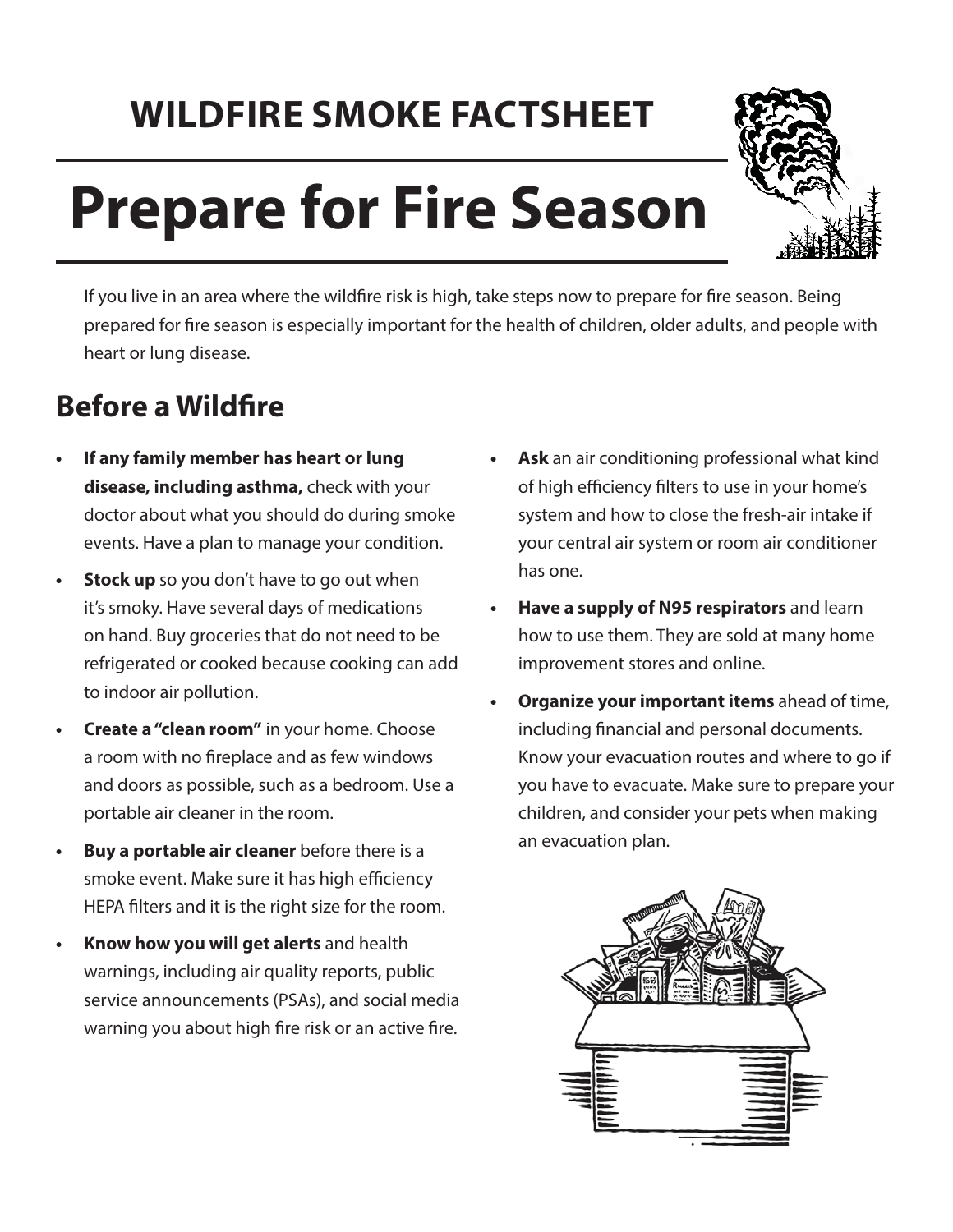## WILDFIRE SMOKE FACTSHEET

# Prepare for Fire Season

If you live in an area where the wildfire risk is high, take steps now to prepare for fire season. Being prepared for fire season is especially important for the health of children, older adults, and people with heart or lung disease.

## Before a Wildfire

- **If any family member has heart or lung disease, including asthma,** check with your doctor about what you should do during smoke events. Have a plan to manage your condition.
- **Stock up** so you don't have to go out when it's smoky. Have several days of medications on hand. Buy groceries that do not need to be refrigerated or cooked because cooking can add to indoor air pollution.
- **Create a "clean room"** in your home. Choose a room with no fireplace and as few windows and doors as possible, such as a bedroom. Use a portable air cleaner in the room.
- **Buy a portable air cleaner** before there is a smoke event. Make sure it has high efficiency HEPA filters and it is the right size for the room.
- **Know how you will get alerts** and health warnings, including air quality reports, public service announcements (PSAs), and social media warning you about high fire risk or an active fire.
- **Ask** an air conditioning professional what kind of high efficiency filters to use in your home's system and how to close the fresh-air intake if your central air system or room air conditioner has one.
- **Have a supply of N95 respirators** and learn how to use them. They are sold at many home improvement stores and online.
- **Organize your important items** ahead of time, including financial and personal documents. Know your evacuation routes and where to go if you have to evacuate. Make sure to prepare your children, and consider your pets when making an evacuation plan.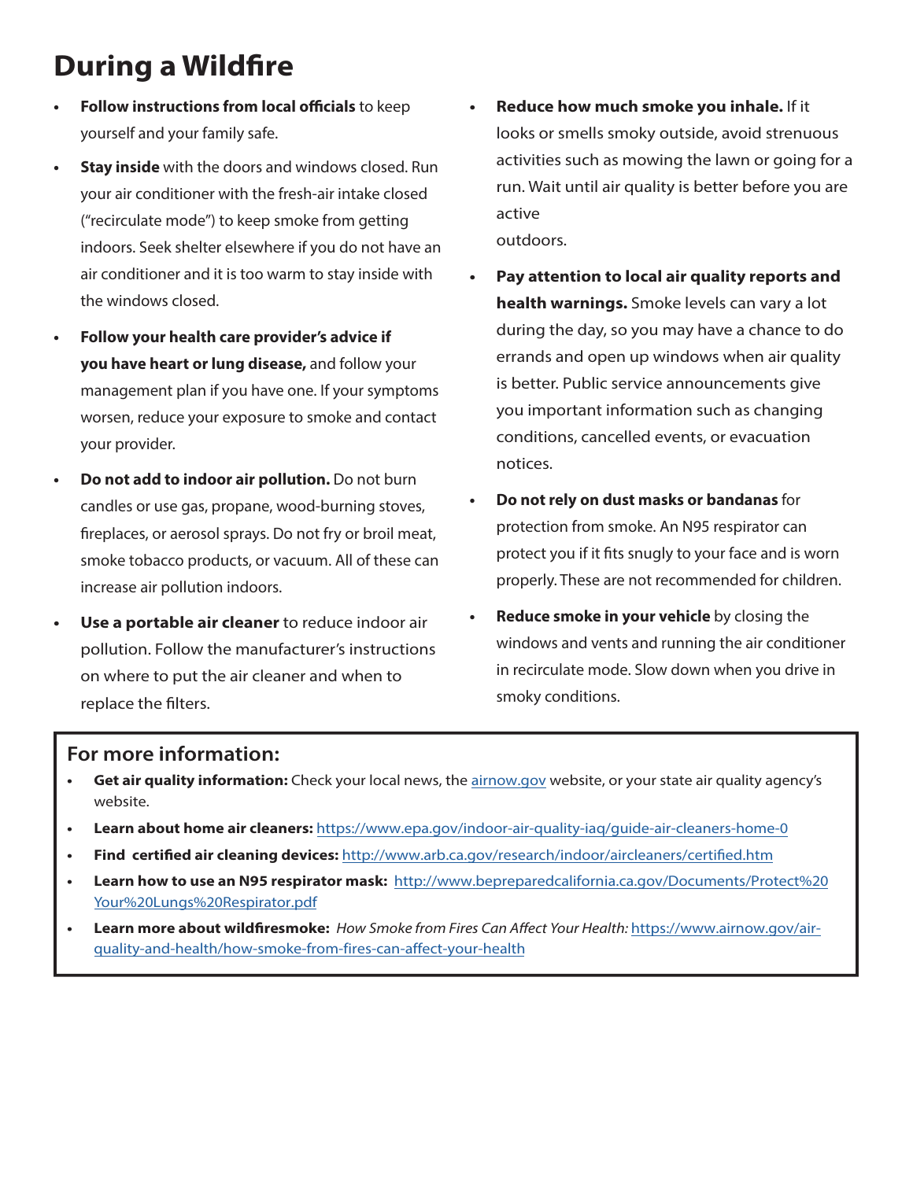# During a Wildfire

- **Follow instructions from local officials** to keep yourself and your family safe.
- **Stay inside** with the doors and windows closed. Run your air conditioner with the fresh-air intake closed ("recirculate mode") to keep smoke from getting indoors. Seek shelter elsewhere if you do not have an air conditioner and it is too warm to stay inside with the windows closed.
- **Follow your health care provider's advice if you have heart or lung disease,** and follow your management plan if you have one. If your symptoms worsen, reduce your exposure to smoke and contact your provider.
- **Do not add to indoor air pollution.** Do not burn candles or use gas, propane, wood-burning stoves, fireplaces, or aerosol sprays. Do not fry or broil meat, smoke tobacco products, or vacuum. All of these can increase air pollution indoors.
- **Use a portable air cleaner** to reduce indoor air pollution. Follow the manufacturer's instructions on where to put the air cleaner and when to replace the filters.
- **Reduce how much smoke you inhale.** If it looks or smells smoky outside, avoid strenuous activities such as mowing the lawn or going for a run. Wait until air quality is better before you are active outdoors.
- **Pay attention to local air quality reports and health warnings.** Smoke levels can vary a lot during the day, so you may have a chance to do errands and open up windows when air quality is better. Public service announcements give you important information such as changing conditions, cancelled events, or evacuation notices.
- **Do not rely on dust masks or bandanas** for protection from smoke. An N95 respirator can protect you if it fits snugly to your face and is worn properly. These are not recommended for children.
- **Reduce smoke in your vehicle** by closing the windows and vents and running the air conditioner in recirculate mode. Slow down when you drive in smoky conditions.

## For more information:

- **Get air quality information:** Check your local news, the airnow.gov website, or your state air quality agency's website.
- **Learn about home air cleaners:** https://www.epa.gov/indoor-air-quality-iaq/guide-air-cleaners-home-0
- **Find certified air cleaning devices:** http://www.arb.ca.gov/research/indoor/aircleaners/certified.htm
- **Learn how to use an N95 respirator mask:** http://www.bepreparedcalifornia.ca.gov/Documents/Protect%20Your%20Lungs%20Respirator.pdf
- **Learn more about wildfiresmoke:** *How Smoke from Fires Can Affect Your Health:* https://www.airnow.gov/air-quality-and-health/how-smoke-from-fires-can-affect-your-health